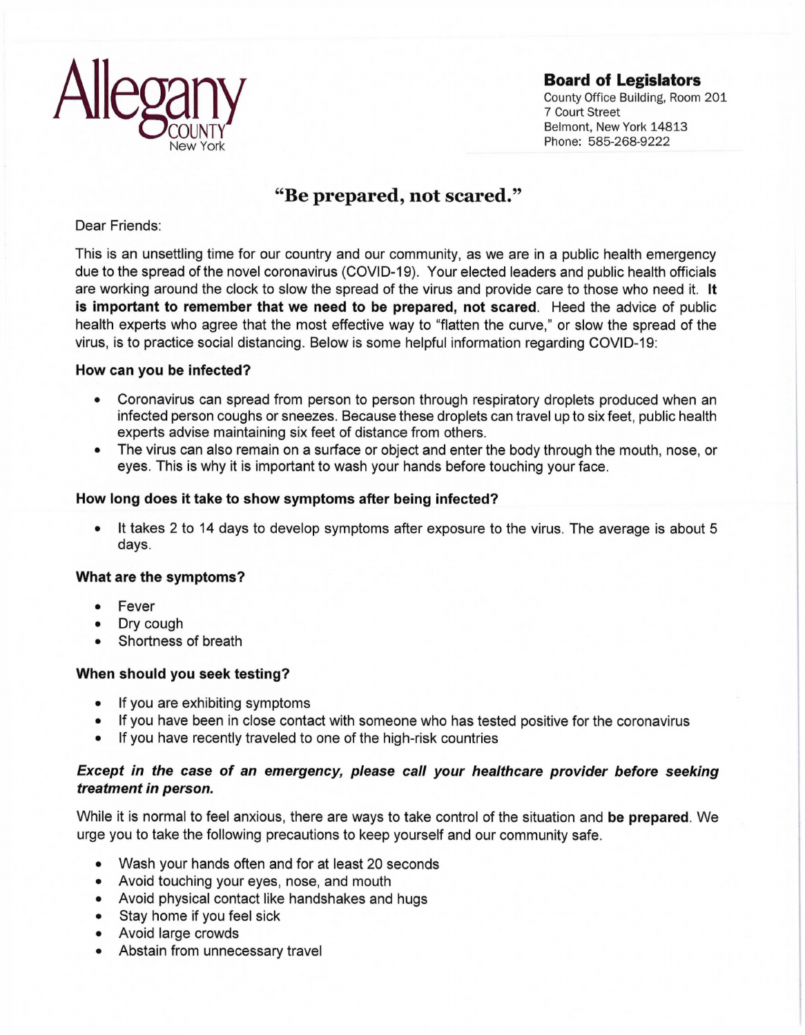Allegany COUNTY New York

**Board of Legislators**
County Office Building, Room 201
7 Court Street
Belmont, New York 14813
Phone: 585-268-9222

# "Be prepared, not scared."

Dear Friends:

This is an unsettling time for our country and our community, as we are in a public health emergency due to the spread of the novel coronavirus (COVID-19). Your elected leaders and public health officials are working around the clock to slow the spread of the virus and provide care to those who need it. **It is important to remember that we need to be prepared, not scared**. Heed the advice of public health experts who agree that the most effective way to "flatten the curve," or slow the spread of the virus, is to practice social distancing. Below is some helpful information regarding COVID-19:

**How can you be infected?**

- Coronavirus can spread from person to person through respiratory droplets produced when an infected person coughs or sneezes. Because these droplets can travel up to six feet, public health experts advise maintaining six feet of distance from others.
- The virus can also remain on a surface or object and enter the body through the mouth, nose, or eyes. This is why it is important to wash your hands before touching your face.

**How long does it take to show symptoms after being infected?**

- It takes 2 to 14 days to develop symptoms after exposure to the virus. The average is about 5 days.

**What are the symptoms?**

- Fever
- Dry cough
- Shortness of breath

**When should you seek testing?**

- If you are exhibiting symptoms
- If you have been in close contact with someone who has tested positive for the coronavirus
- If you have recently traveled to one of the high-risk countries

***Except in the case of an emergency, please call your healthcare provider before seeking treatment in person.***

While it is normal to feel anxious, there are ways to take control of the situation and **be prepared**. We urge you to take the following precautions to keep yourself and our community safe.

- Wash your hands often and for at least 20 seconds
- Avoid touching your eyes, nose, and mouth
- Avoid physical contact like handshakes and hugs
- Stay home if you feel sick
- Avoid large crowds
- Abstain from unnecessary travel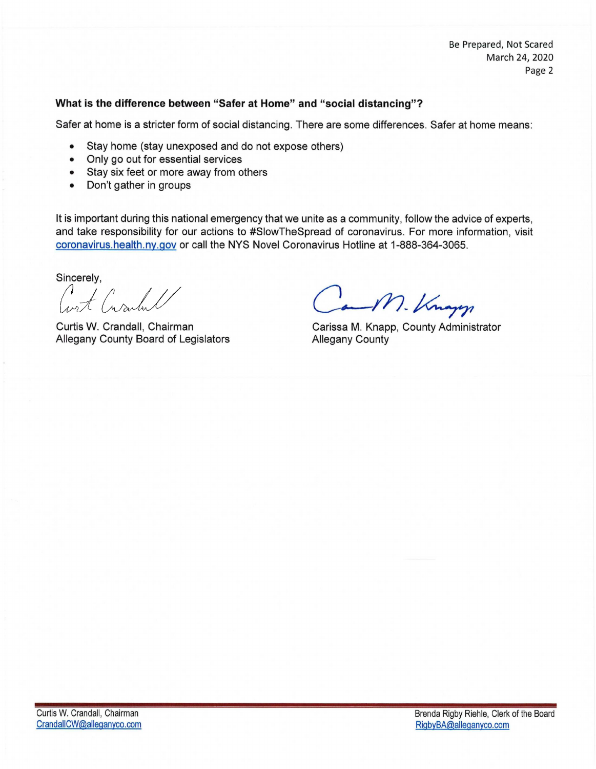**What is the difference between "Safer at Home" and "social distancing"?**

Safer at home is a stricter form of social distancing. There are some differences. Safer at home means:

- Stay home (stay unexposed and do not expose others)
- Only go out for essential services
- Stay six feet or more away from others
- Don't gather in groups

It is important during this national emergency that we unite as a community, follow the advice of experts, and take responsibility for our actions to #SlowTheSpread of coronavirus. For more information, visit coronavirus.health.ny.gov or call the NYS Novel Coronavirus Hotline at 1-888-364-3065.

Sincerely,

Curtis W. Crandall, Chairman
Allegany County Board of Legislators

Carissa M. Knapp, County Administrator
Allegany County

Curtis W. Crandall, Chairman
CrandallCW@alleganyco.com

Brenda Rigby Riehle, Clerk of the Board
RigbyBA@alleganyco.com